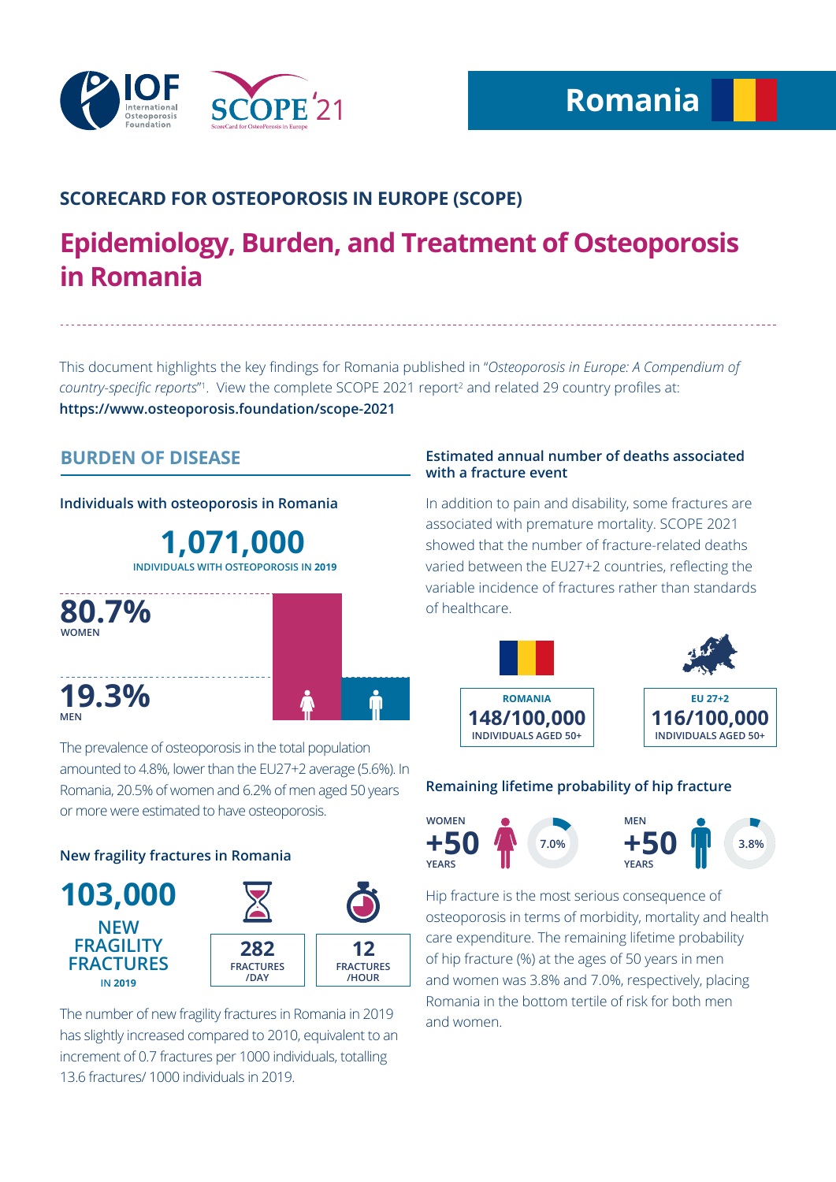IOF International Osteoporosis Foundation

SCOPE '21

# Romania

## SCORECARD FOR OSTEOPOROSIS IN EUROPE (SCOPE)

# Epidemiology, Burden, and Treatment of Osteoporosis in Romania

This document highlights the key findings for Romania published in "*Osteoporosis in Europe: A Compendium of country-specific reports*"[1]. View the complete SCOPE 2021 report[2] and related 29 country profiles at: **https://www.osteoporosis.foundation/scope-2021**

## BURDEN OF DISEASE

### Individuals with osteoporosis in Romania

**1,071,000**
INDIVIDUALS WITH OSTEOPOROSIS IN 2019

**80.7%** WOMEN

**19.3%** MEN

The prevalence of osteoporosis in the total population amounted to 4.8%, lower than the EU27+2 average (5.6%). In Romania, 20.5% of women and 6.2% of men aged 50 years or more were estimated to have osteoporosis.

### New fragility fractures in Romania

**103,000**
NEW FRAGILITY FRACTURES IN 2019

**282** FRACTURES /DAY

**12** FRACTURES /HOUR

The number of new fragility fractures in Romania in 2019 has slightly increased compared to 2010, equivalent to an increment of 0.7 fractures per 1000 individuals, totalling 13.6 fractures/ 1000 individuals in 2019.

### Estimated annual number of deaths associated with a fracture event

In addition to pain and disability, some fractures are associated with premature mortality. SCOPE 2021 showed that the number of fracture-related deaths varied between the EU27+2 countries, reflecting the variable incidence of fractures rather than standards of healthcare.

| ROMANIA | EU 27+2 |
|---|---|
| **148/100,000** INDIVIDUALS AGED 50+ | **116/100,000** INDIVIDUALS AGED 50+ |

### Remaining lifetime probability of hip fracture

WOMEN +50 YEARS: 7.0%

MEN +50 YEARS: 3.8%

Hip fracture is the most serious consequence of osteoporosis in terms of morbidity, mortality and health care expenditure. The remaining lifetime probability of hip fracture (%) at the ages of 50 years in men and women was 3.8% and 7.0%, respectively, placing Romania in the bottom tertile of risk for both men and women.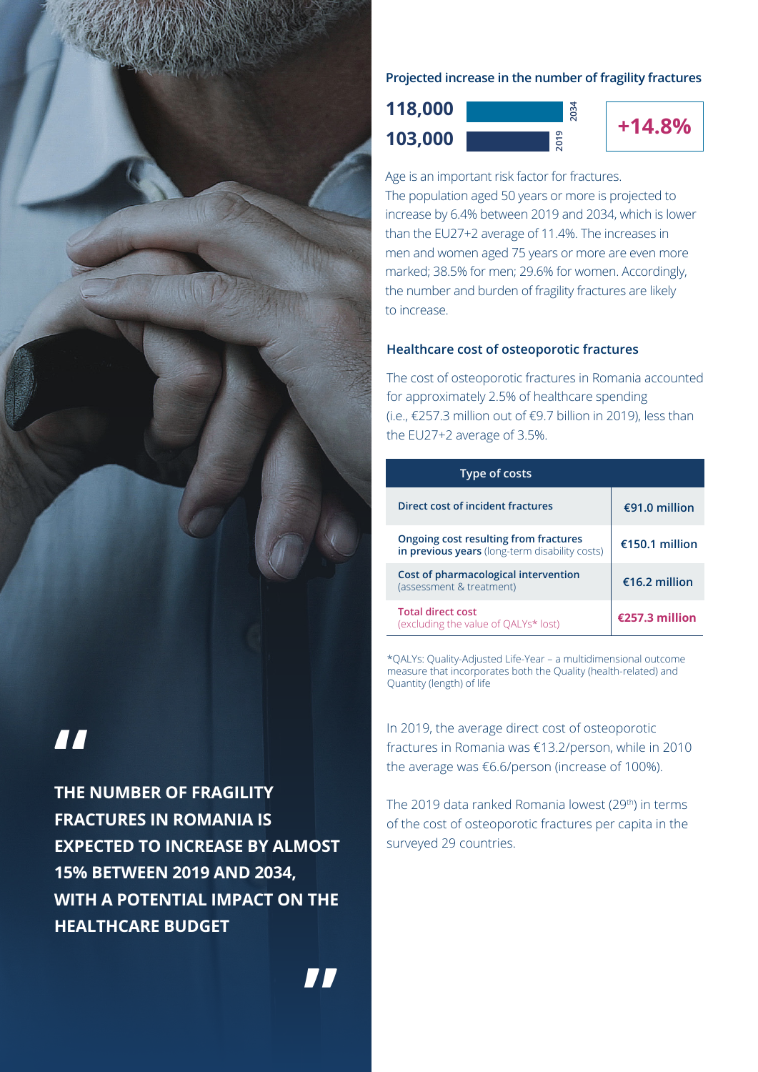> THE NUMBER OF FRAGILITY FRACTURES IN ROMANIA IS EXPECTED TO INCREASE BY ALMOST 15% BETWEEN 2019 AND 2034, WITH A POTENTIAL IMPACT ON THE HEALTHCARE BUDGET

### Projected increase in the number of fragility fractures

| Year | Number of fragility fractures |
|---|---|
| 2034 | 118,000 |
| 2019 | 103,000 |

**+14.8%**

Age is an important risk factor for fractures. The population aged 50 years or more is projected to increase by 6.4% between 2019 and 2034, which is lower than the EU27+2 average of 11.4%. The increases in men and women aged 75 years or more are even more marked; 38.5% for men; 29.6% for women. Accordingly, the number and burden of fragility fractures are likely to increase.

### Healthcare cost of osteoporotic fractures

The cost of osteoporotic fractures in Romania accounted for approximately 2.5% of healthcare spending (i.e., €257.3 million out of €9.7 billion in 2019), less than the EU27+2 average of 3.5%.

| Type of costs | |
|---|---|
| **Direct cost of incident fractures** | €91.0 million |
| **Ongoing cost resulting from fractures in previous years** (long-term disability costs) | €150.1 million |
| **Cost of pharmacological intervention** (assessment & treatment) | €16.2 million |
| **Total direct cost** (excluding the value of QALYs* lost) | **€257.3 million** |

*QALYs: Quality-Adjusted Life-Year – a multidimensional outcome measure that incorporates both the Quality (health-related) and Quantity (length) of life

In 2019, the average direct cost of osteoporotic fractures in Romania was €13.2/person, while in 2010 the average was €6.6/person (increase of 100%).

The 2019 data ranked Romania lowest (29th) in terms of the cost of osteoporotic fractures per capita in the surveyed 29 countries.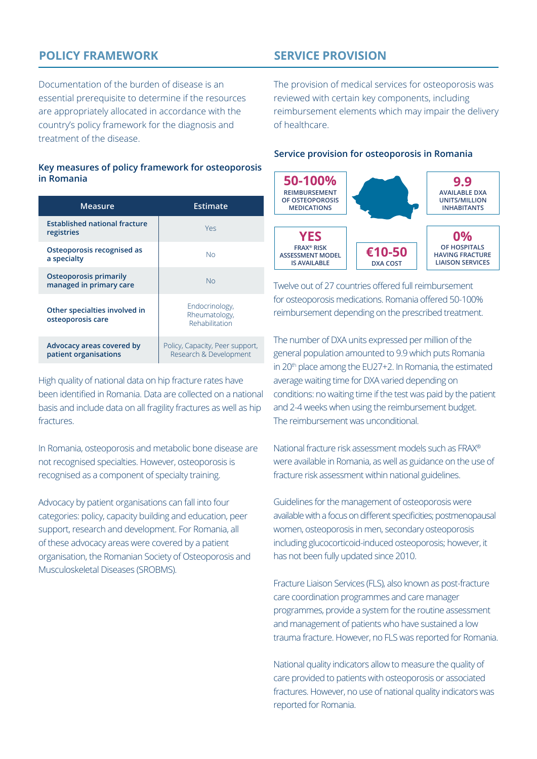## POLICY FRAMEWORK

Documentation of the burden of disease is an essential prerequisite to determine if the resources are appropriately allocated in accordance with the country's policy framework for the diagnosis and treatment of the disease.

### Key measures of policy framework for osteoporosis in Romania

| Measure | Estimate |
|---|---|
| Established national fracture registries | Yes |
| Osteoporosis recognised as a specialty | No |
| Osteoporosis primarily managed in primary care | No |
| Other specialties involved in osteoporosis care | Endocrinology, Rheumatology, Rehabilitation |
| Advocacy areas covered by patient organisations | Policy, Capacity, Peer support, Research & Development |

High quality of national data on hip fracture rates have been identified in Romania. Data are collected on a national basis and include data on all fragility fractures as well as hip fractures.

In Romania, osteoporosis and metabolic bone disease are not recognised specialties. However, osteoporosis is recognised as a component of specialty training.

Advocacy by patient organisations can fall into four categories: policy, capacity building and education, peer support, research and development. For Romania, all of these advocacy areas were covered by a patient organisation, the Romanian Society of Osteoporosis and Musculoskeletal Diseases (SROBMS).

## SERVICE PROVISION

The provision of medical services for osteoporosis was reviewed with certain key components, including reimbursement elements which may impair the delivery of healthcare.

### Service provision for osteoporosis in Romania

- **50-100%** REIMBURSEMENT OF OSTEOPOROSIS MEDICATIONS
- **9.9** AVAILABLE DXA UNITS/MILLION INHABITANTS
- **YES** FRAX® RISK ASSESSMENT MODEL IS AVAILABLE
- **€10-50** DXA COST
- **0%** OF HOSPITALS HAVING FRACTURE LIAISON SERVICES

Twelve out of 27 countries offered full reimbursement for osteoporosis medications. Romania offered 50-100% reimbursement depending on the prescribed treatment.

The number of DXA units expressed per million of the general population amounted to 9.9 which puts Romania in 20th place among the EU27+2. In Romania, the estimated average waiting time for DXA varied depending on conditions: no waiting time if the test was paid by the patient and 2-4 weeks when using the reimbursement budget. The reimbursement was unconditional.

National fracture risk assessment models such as FRAX® were available in Romania, as well as guidance on the use of fracture risk assessment within national guidelines.

Guidelines for the management of osteoporosis were available with a focus on different specificities; postmenopausal women, osteoporosis in men, secondary osteoporosis including glucocorticoid-induced osteoporosis; however, it has not been fully updated since 2010.

Fracture Liaison Services (FLS), also known as post-fracture care coordination programmes and care manager programmes, provide a system for the routine assessment and management of patients who have sustained a low trauma fracture. However, no FLS was reported for Romania.

National quality indicators allow to measure the quality of care provided to patients with osteoporosis or associated fractures. However, no use of national quality indicators was reported for Romania.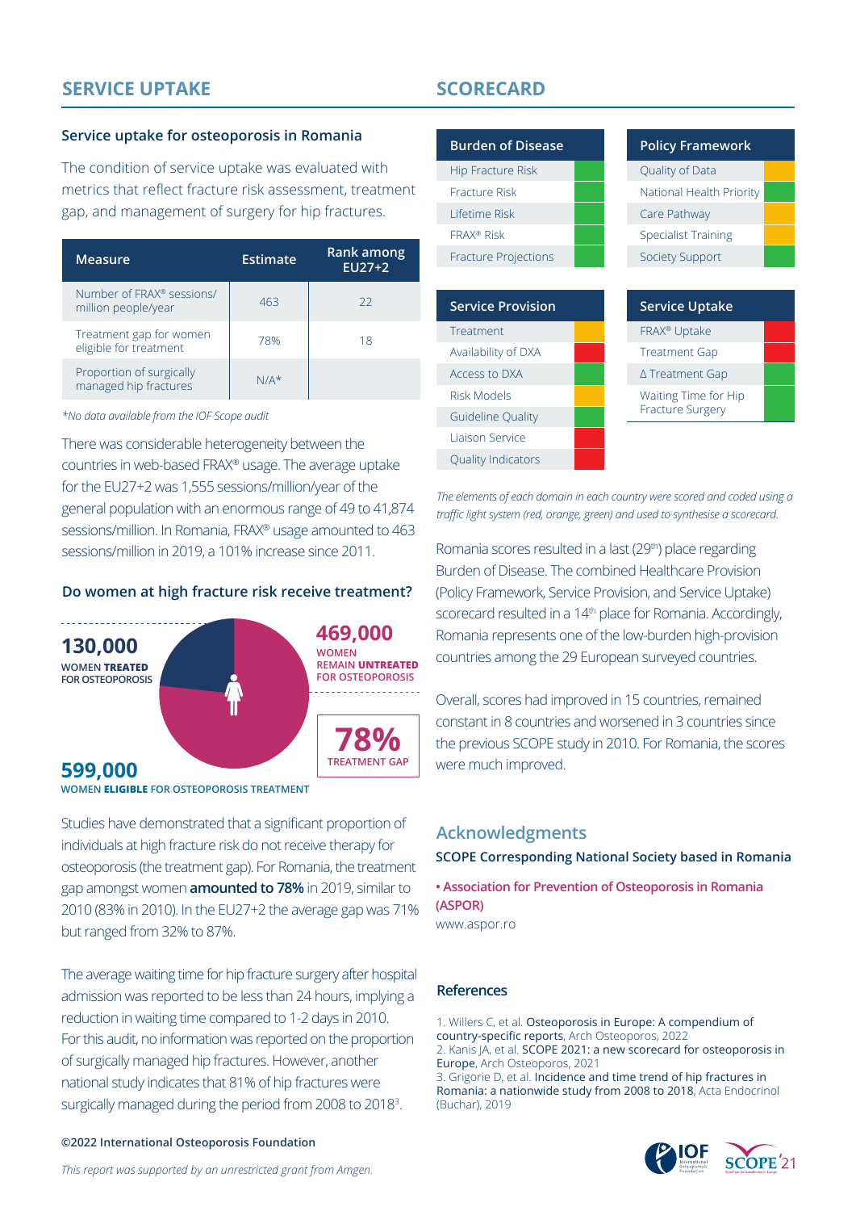## SERVICE UPTAKE

### Service uptake for osteoporosis in Romania

The condition of service uptake was evaluated with metrics that reflect fracture risk assessment, treatment gap, and management of surgery for hip fractures.

| Measure | Estimate | Rank among EU27+2 |
|---|---|---|
| Number of FRAX® sessions/ million people/year | 463 | 22 |
| Treatment gap for women eligible for treatment | 78% | 18 |
| Proportion of surgically managed hip fractures | N/A* | |

*\*No data available from the IOF Scope audit*

There was considerable heterogeneity between the countries in web-based FRAX® usage. The average uptake for the EU27+2 was 1,555 sessions/million/year of the general population with an enormous range of 49 to 41,874 sessions/million. In Romania, FRAX® usage amounted to 463 sessions/million in 2019, a 101% increase since 2011.

### Do women at high fracture risk receive treatment?

**130,000**
WOMEN **TREATED** FOR OSTEOPOROSIS

**469,000**
WOMEN REMAIN **UNTREATED** FOR OSTEOPOROSIS

**78%**
TREATMENT GAP

**599,000**
WOMEN **ELIGIBLE** FOR OSTEOPOROSIS TREATMENT

Studies have demonstrated that a significant proportion of individuals at high fracture risk do not receive therapy for osteoporosis (the treatment gap). For Romania, the treatment gap amongst women **amounted to 78%** in 2019, similar to 2010 (83% in 2010). In the EU27+2 the average gap was 71% but ranged from 32% to 87%.

The average waiting time for hip fracture surgery after hospital admission was reported to be less than 24 hours, implying a reduction in waiting time compared to 1-2 days in 2010. For this audit, no information was reported on the proportion of surgically managed hip fractures. However, another national study indicates that 81% of hip fractures were surgically managed during the period from 2008 to 2018[3].

## SCORECARD

| Burden of Disease | |
|---|---|
| Hip Fracture Risk | Green |
| Fracture Risk | Green |
| Lifetime Risk | Green |
| FRAX® Risk | Green |
| Fracture Projections | Green |

| Policy Framework | |
|---|---|
| Quality of Data | Orange |
| National Health Priority | Green |
| Care Pathway | Orange |
| Specialist Training | Orange |
| Society Support | Green |

| Service Provision | |
|---|---|
| Treatment | Orange |
| Availability of DXA | Red |
| Access to DXA | Green |
| Risk Models | Orange |
| Guideline Quality | Green |
| Liaison Service | Red |
| Quality Indicators | Red |

| Service Uptake | |
|---|---|
| FRAX® Uptake | Red |
| Treatment Gap | Red |
| Δ Treatment Gap | Green |
| Waiting Time for Hip Fracture Surgery | Green |

*The elements of each domain in each country were scored and coded using a traffic light system (red, orange, green) and used to synthesise a scorecard.*

Romania scores resulted in a last (29th) place regarding Burden of Disease. The combined Healthcare Provision (Policy Framework, Service Provision, and Service Uptake) scorecard resulted in a 14th place for Romania. Accordingly, Romania represents one of the low-burden high-provision countries among the 29 European surveyed countries.

Overall, scores had improved in 15 countries, remained constant in 8 countries and worsened in 3 countries since the previous SCOPE study in 2010. For Romania, the scores were much improved.

## Acknowledgments

**SCOPE Corresponding National Society based in Romania**

- **Association for Prevention of Osteoporosis in Romania (ASPOR)**
  www.aspor.ro

### References

1. Willers C, et al. Osteoporosis in Europe: A compendium of country-specific reports, Arch Osteoporos, 2022
2. Kanis JA, et al. SCOPE 2021: a new scorecard for osteoporosis in Europe, Arch Osteoporos, 2021
3. Grigorie D, et al. Incidence and time trend of hip fractures in Romania: a nationwide study from 2008 to 2018, Acta Endocrinol (Buchar), 2019

**©2022 International Osteoporosis Foundation**

*This report was supported by an unrestricted grant from Amgen.*